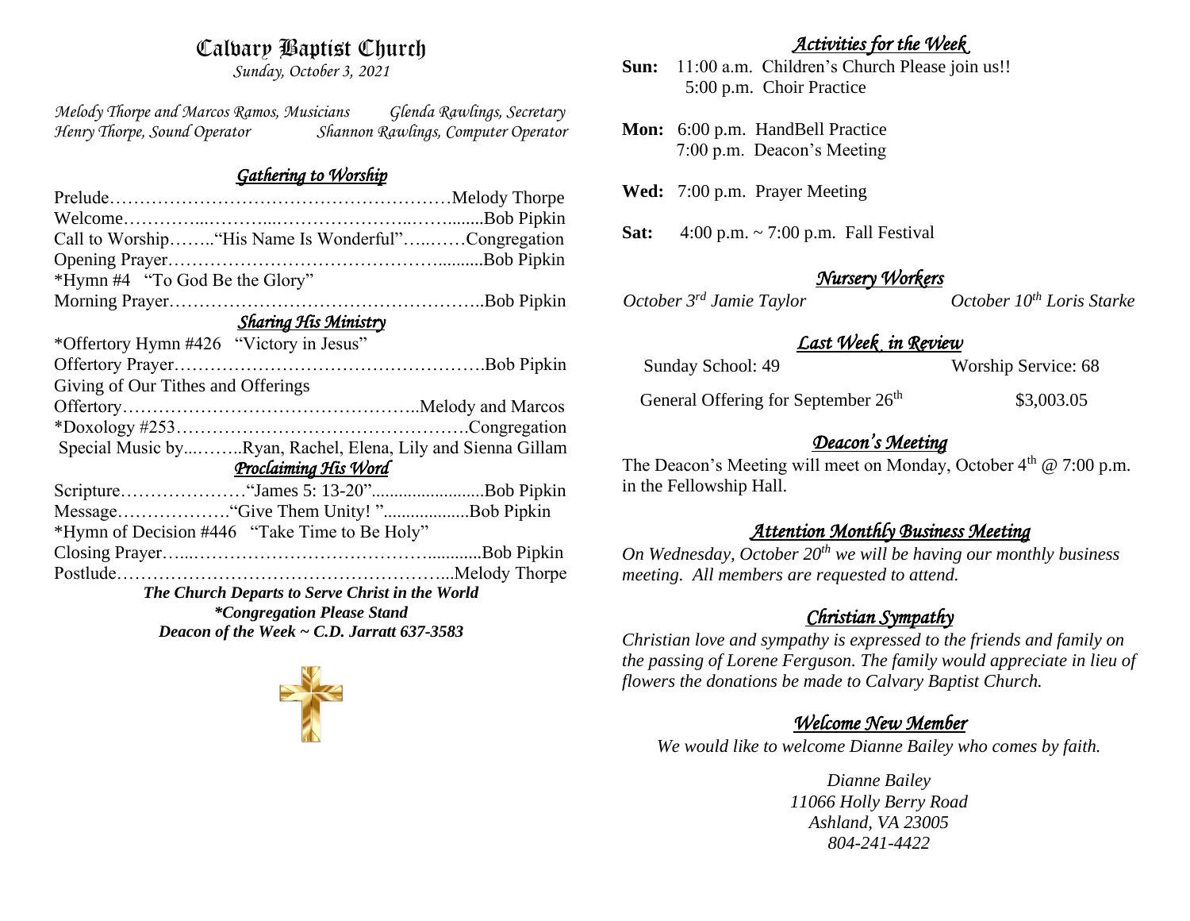# Calvary Baptist Church

*Sunday, October 3, 2021*

*Melody Thorpe and Marcos Ramos, Musicians* *Glenda Rawlings, Secretary*
*Henry Thorpe, Sound Operator* *Shannon Rawlings, Computer Operator*

## *Gathering to Worship*

Prelude…………………………………………………Melody Thorpe
Welcome…………...………...………………….....…….......Bob Pipkin
Call to Worship……..“His Name Is Wonderful”…...……Congregation
Opening Prayer……………………………………….........Bob Pipkin
*Hymn #4 "To God Be the Glory"
Morning Prayer……………………………………………..Bob Pipkin

## *Sharing His Ministry*

*Offertory Hymn #426 "Victory in Jesus"
Offertory Prayer…………………………………………….Bob Pipkin
Giving of Our Tithes and Offerings
Offertory…………………………………………..Melody and Marcos
*Doxology #253………………………………………….Congregation
Special Music by...……..Ryan, Rachel, Elena, Lily and Sienna Gillam

## *Proclaiming His Word*

Scripture…………………"James 5: 13-20".........................Bob Pipkin
Message……………….“Give Them Unity! "..................Bob Pipkin
*Hymn of Decision #446 "Take Time to Be Holy"
Closing Prayer…...…………………………………...........Bob Pipkin
Postlude……………………………………………...Melody Thorpe

***The Church Departs to Serve Christ in the World***
***\*Congregation Please Stand***
***Deacon of the Week ~ C.D. Jarratt 637-3583***

## *Activities for the Week*

**Sun:** 11:00 a.m. Children's Church Please join us!!
5:00 p.m. Choir Practice

**Mon:** 6:00 p.m. HandBell Practice
7:00 p.m. Deacon's Meeting

**Wed:** 7:00 p.m. Prayer Meeting

**Sat:** 4:00 p.m. ~ 7:00 p.m. Fall Festival

## *Nursery Workers*

*October 3rd Jamie Taylor* *October 10th Loris Starke*

## *Last Week in Review*

Sunday School: 49 Worship Service: 68

General Offering for September 26th $3,003.05

## *Deacon's Meeting*

The Deacon's Meeting will meet on Monday, October 4th @ 7:00 p.m. in the Fellowship Hall.

## *Attention Monthly Business Meeting*

*On Wednesday, October 20th we will be having our monthly business meeting. All members are requested to attend.*

## *Christian Sympathy*

*Christian love and sympathy is expressed to the friends and family on the passing of Lorene Ferguson. The family would appreciate in lieu of flowers the donations be made to Calvary Baptist Church.*

## *Welcome New Member*

*We would like to welcome Dianne Bailey who comes by faith.*

*Dianne Bailey*
*11066 Holly Berry Road*
*Ashland, VA 23005*
*804-241-4422*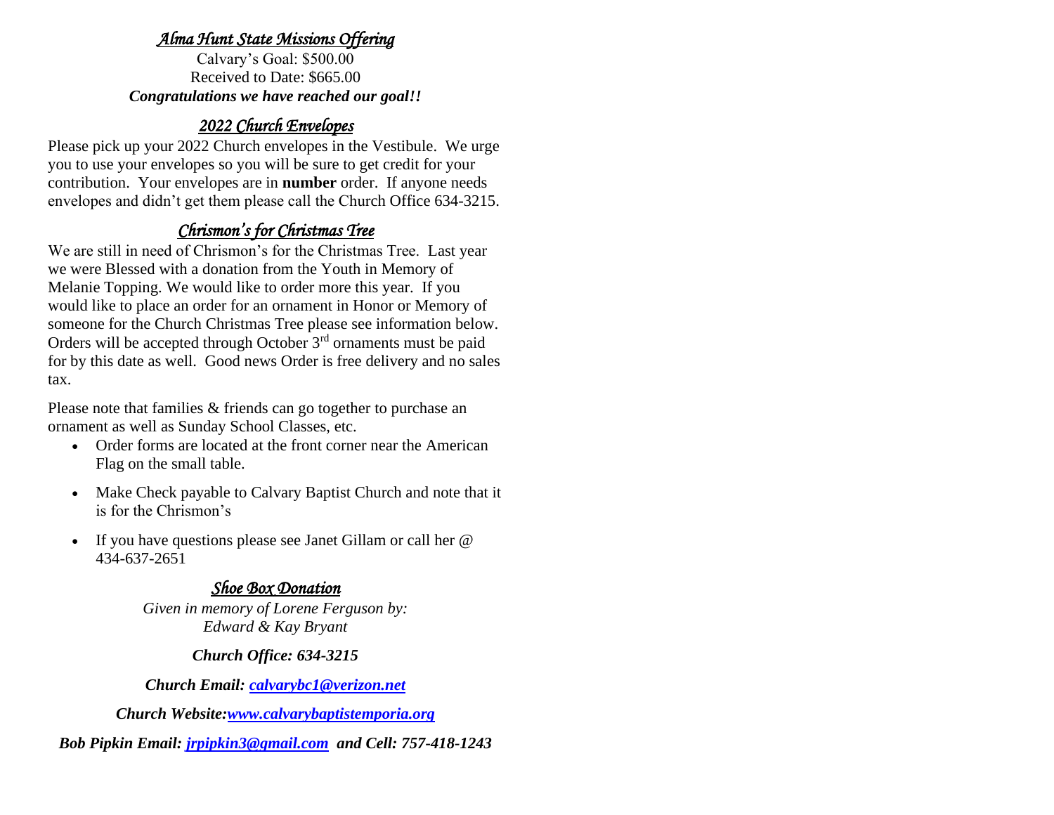## *Alma Hunt State Missions Offering*

Calvary's Goal: $500.00
Received to Date: $665.00
***Congratulations we have reached our goal!!***

## *2022 Church Envelopes*

Please pick up your 2022 Church envelopes in the Vestibule. We urge you to use your envelopes so you will be sure to get credit for your contribution. Your envelopes are in **number** order. If anyone needs envelopes and didn't get them please call the Church Office 634-3215.

## *Chrismon's for Christmas Tree*

We are still in need of Chrismon's for the Christmas Tree. Last year we were Blessed with a donation from the Youth in Memory of Melanie Topping. We would like to order more this year. If you would like to place an order for an ornament in Honor or Memory of someone for the Church Christmas Tree please see information below. Orders will be accepted through October 3rd ornaments must be paid for by this date as well. Good news Order is free delivery and no sales tax.

Please note that families & friends can go together to purchase an ornament as well as Sunday School Classes, etc.

- Order forms are located at the front corner near the American Flag on the small table.
- Make Check payable to Calvary Baptist Church and note that it is for the Chrismon's
- If you have questions please see Janet Gillam or call her @ 434-637-2651

## *Shoe Box Donation*

*Given in memory of Lorene Ferguson by:*
*Edward & Kay Bryant*

***Church Office: 634-3215***

***Church Email: calvarybc1@verizon.net***

***Church Website: www.calvarybaptistemporia.org***

***Bob Pipkin Email: jrpipkin3@gmail.com and Cell: 757-418-1243***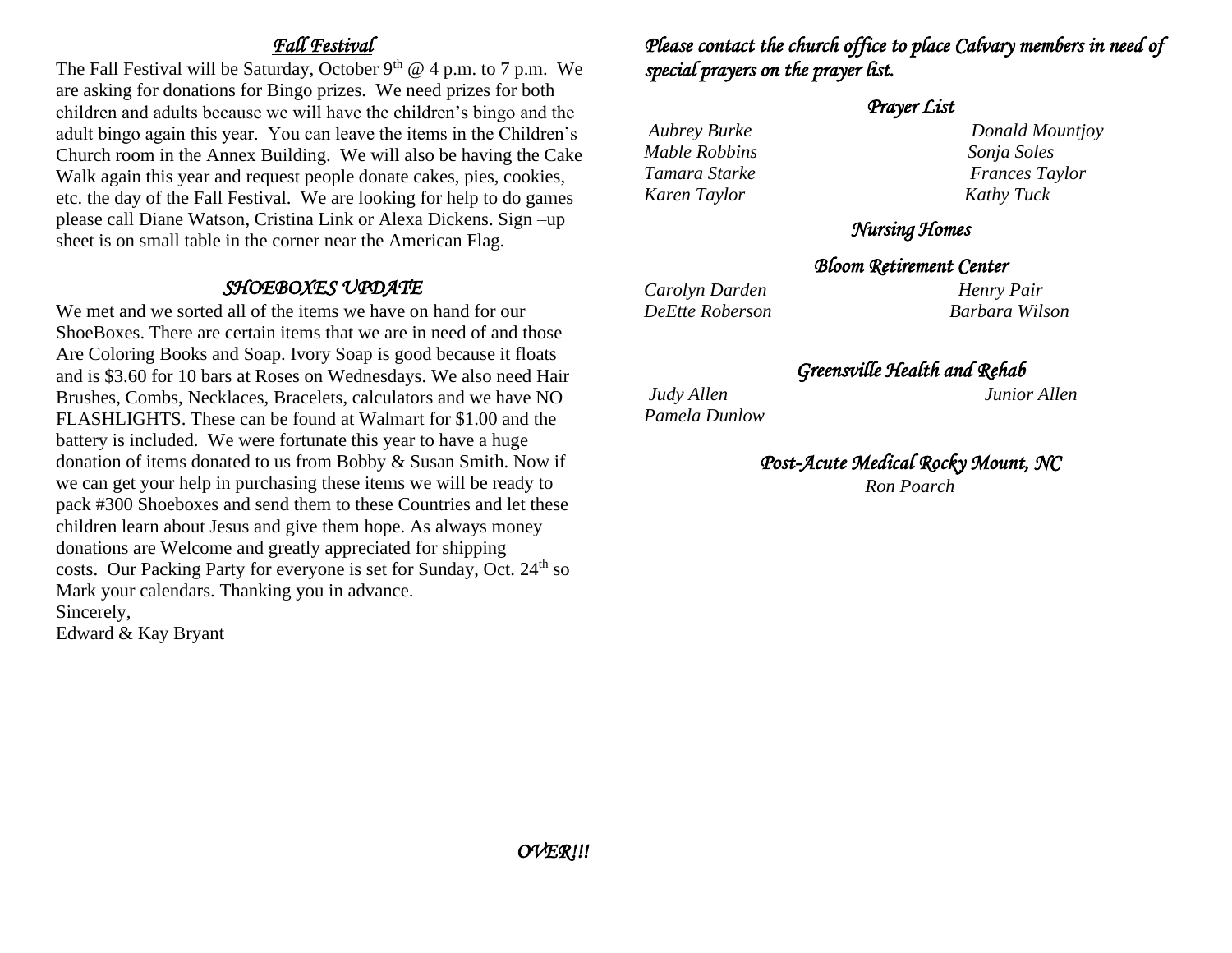## *Fall Festival*

The Fall Festival will be Saturday, October 9th @ 4 p.m. to 7 p.m. We are asking for donations for Bingo prizes. We need prizes for both children and adults because we will have the children's bingo and the adult bingo again this year. You can leave the items in the Children's Church room in the Annex Building. We will also be having the Cake Walk again this year and request people donate cakes, pies, cookies, etc. the day of the Fall Festival. We are looking for help to do games please call Diane Watson, Cristina Link or Alexa Dickens. Sign –up sheet is on small table in the corner near the American Flag.

## *SHOEBOXES UPDATE*

We met and we sorted all of the items we have on hand for our ShoeBoxes. There are certain items that we are in need of and those Are Coloring Books and Soap. Ivory Soap is good because it floats and is $3.60 for 10 bars at Roses on Wednesdays. We also need Hair Brushes, Combs, Necklaces, Bracelets, calculators and we have NO FLASHLIGHTS. These can be found at Walmart for $1.00 and the battery is included. We were fortunate this year to have a huge donation of items donated to us from Bobby & Susan Smith. Now if we can get your help in purchasing these items we will be ready to pack #300 Shoeboxes and send them to these Countries and let these children learn about Jesus and give them hope. As always money donations are Welcome and greatly appreciated for shipping costs. Our Packing Party for everyone is set for Sunday, Oct. 24th so Mark your calendars. Thanking you in advance.

Sincerely,
Edward & Kay Bryant

*OVER!!!*

*Please contact the church office to place Calvary members in need of special prayers on the prayer list.*

## *Prayer List*

*Aubrey Burke* — *Donald Mountjoy*
*Mable Robbins* — *Sonja Soles*
*Tamara Starke* — *Frances Taylor*
*Karen Taylor* — *Kathy Tuck*

## *Nursing Homes*

### *Bloom Retirement Center*

*Carolyn Darden* — *Henry Pair*
*DeEtte Roberson* — *Barbara Wilson*

### *Greensville Health and Rehab*

*Judy Allen* — *Junior Allen*
*Pamela Dunlow*

### *Post-Acute Medical Rocky Mount, NC*

*Ron Poarch*